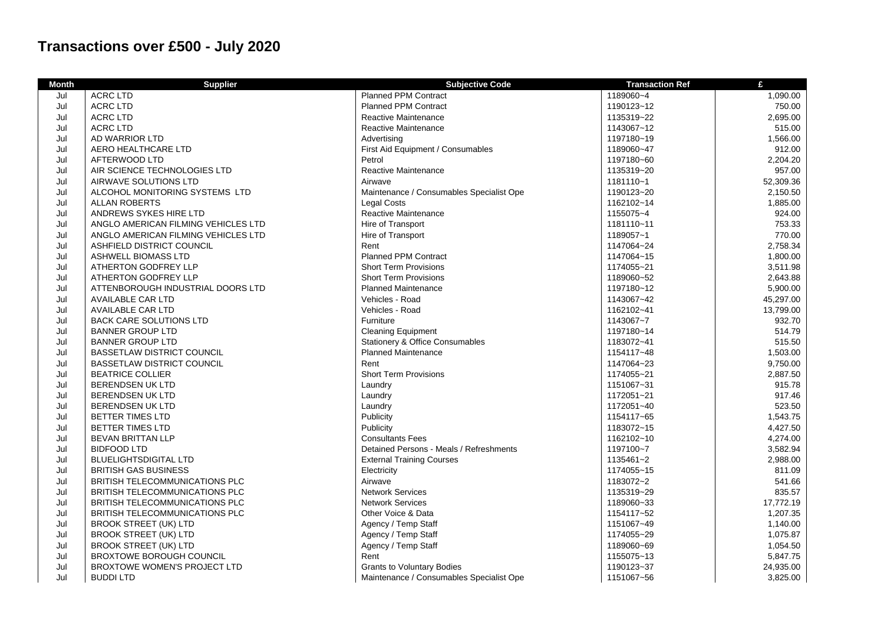# Transactions over £500 - July 2020

| Month | Supplier | Subjective Code | Transaction Ref | £ |
|---|---|---|---|---|
| Jul | ACRC LTD | Planned PPM Contract | 1189060~4 | 1,090.00 |
| Jul | ACRC LTD | Planned PPM Contract | 1190123~12 | 750.00 |
| Jul | ACRC LTD | Reactive Maintenance | 1135319~22 | 2,695.00 |
| Jul | ACRC LTD | Reactive Maintenance | 1143067~12 | 515.00 |
| Jul | AD WARRIOR LTD | Advertising | 1197180~19 | 1,566.00 |
| Jul | AERO HEALTHCARE LTD | First Aid Equipment / Consumables | 1189060~47 | 912.00 |
| Jul | AFTERWOOD LTD | Petrol | 1197180~60 | 2,204.20 |
| Jul | AIR SCIENCE TECHNOLOGIES LTD | Reactive Maintenance | 1135319~20 | 957.00 |
| Jul | AIRWAVE SOLUTIONS LTD | Airwave | 1181110~1 | 52,309.36 |
| Jul | ALCOHOL MONITORING SYSTEMS LTD | Maintenance / Consumables Specialist Ope | 1190123~20 | 2,150.50 |
| Jul | ALLAN ROBERTS | Legal Costs | 1162102~14 | 1,885.00 |
| Jul | ANDREWS SYKES HIRE LTD | Reactive Maintenance | 1155075~4 | 924.00 |
| Jul | ANGLO AMERICAN FILMING VEHICLES LTD | Hire of Transport | 1181110~11 | 753.33 |
| Jul | ANGLO AMERICAN FILMING VEHICLES LTD | Hire of Transport | 1189057~1 | 770.00 |
| Jul | ASHFIELD DISTRICT COUNCIL | Rent | 1147064~24 | 2,758.34 |
| Jul | ASHWELL BIOMASS LTD | Planned PPM Contract | 1147064~15 | 1,800.00 |
| Jul | ATHERTON GODFREY LLP | Short Term Provisions | 1174055~21 | 3,511.98 |
| Jul | ATHERTON GODFREY LLP | Short Term Provisions | 1189060~52 | 2,643.88 |
| Jul | ATTENBOROUGH INDUSTRIAL DOORS LTD | Planned Maintenance | 1197180~12 | 5,900.00 |
| Jul | AVAILABLE CAR LTD | Vehicles - Road | 1143067~42 | 45,297.00 |
| Jul | AVAILABLE CAR LTD | Vehicles - Road | 1162102~41 | 13,799.00 |
| Jul | BACK CARE SOLUTIONS LTD | Furniture | 1143067~7 | 932.70 |
| Jul | BANNER GROUP LTD | Cleaning Equipment | 1197180~14 | 514.79 |
| Jul | BANNER GROUP LTD | Stationery & Office Consumables | 1183072~41 | 515.50 |
| Jul | BASSETLAW DISTRICT COUNCIL | Planned Maintenance | 1154117~48 | 1,503.00 |
| Jul | BASSETLAW DISTRICT COUNCIL | Rent | 1147064~23 | 9,750.00 |
| Jul | BEATRICE COLLIER | Short Term Provisions | 1174055~21 | 2,887.50 |
| Jul | BERENDSEN UK LTD | Laundry | 1151067~31 | 915.78 |
| Jul | BERENDSEN UK LTD | Laundry | 1172051~21 | 917.46 |
| Jul | BERENDSEN UK LTD | Laundry | 1172051~40 | 523.50 |
| Jul | BETTER TIMES LTD | Publicity | 1154117~65 | 1,543.75 |
| Jul | BETTER TIMES LTD | Publicity | 1183072~15 | 4,427.50 |
| Jul | BEVAN BRITTAN LLP | Consultants Fees | 1162102~10 | 4,274.00 |
| Jul | BIDFOOD LTD | Detained Persons - Meals / Refreshments | 1197100~7 | 3,582.94 |
| Jul | BLUELIGHTSDIGITAL LTD | External Training Courses | 1135461~2 | 2,988.00 |
| Jul | BRITISH GAS BUSINESS | Electricity | 1174055~15 | 811.09 |
| Jul | BRITISH TELECOMMUNICATIONS PLC | Airwave | 1183072~2 | 541.66 |
| Jul | BRITISH TELECOMMUNICATIONS PLC | Network Services | 1135319~29 | 835.57 |
| Jul | BRITISH TELECOMMUNICATIONS PLC | Network Services | 1189060~33 | 17,772.19 |
| Jul | BRITISH TELECOMMUNICATIONS PLC | Other Voice & Data | 1154117~52 | 1,207.35 |
| Jul | BROOK STREET (UK) LTD | Agency / Temp Staff | 1151067~49 | 1,140.00 |
| Jul | BROOK STREET (UK) LTD | Agency / Temp Staff | 1174055~29 | 1,075.87 |
| Jul | BROOK STREET (UK) LTD | Agency / Temp Staff | 1189060~69 | 1,054.50 |
| Jul | BROXTOWE BOROUGH COUNCIL | Rent | 1155075~13 | 5,847.75 |
| Jul | BROXTOWE WOMEN'S PROJECT LTD | Grants to Voluntary Bodies | 1190123~37 | 24,935.00 |
| Jul | BUDDI LTD | Maintenance / Consumables Specialist Ope | 1151067~56 | 3,825.00 |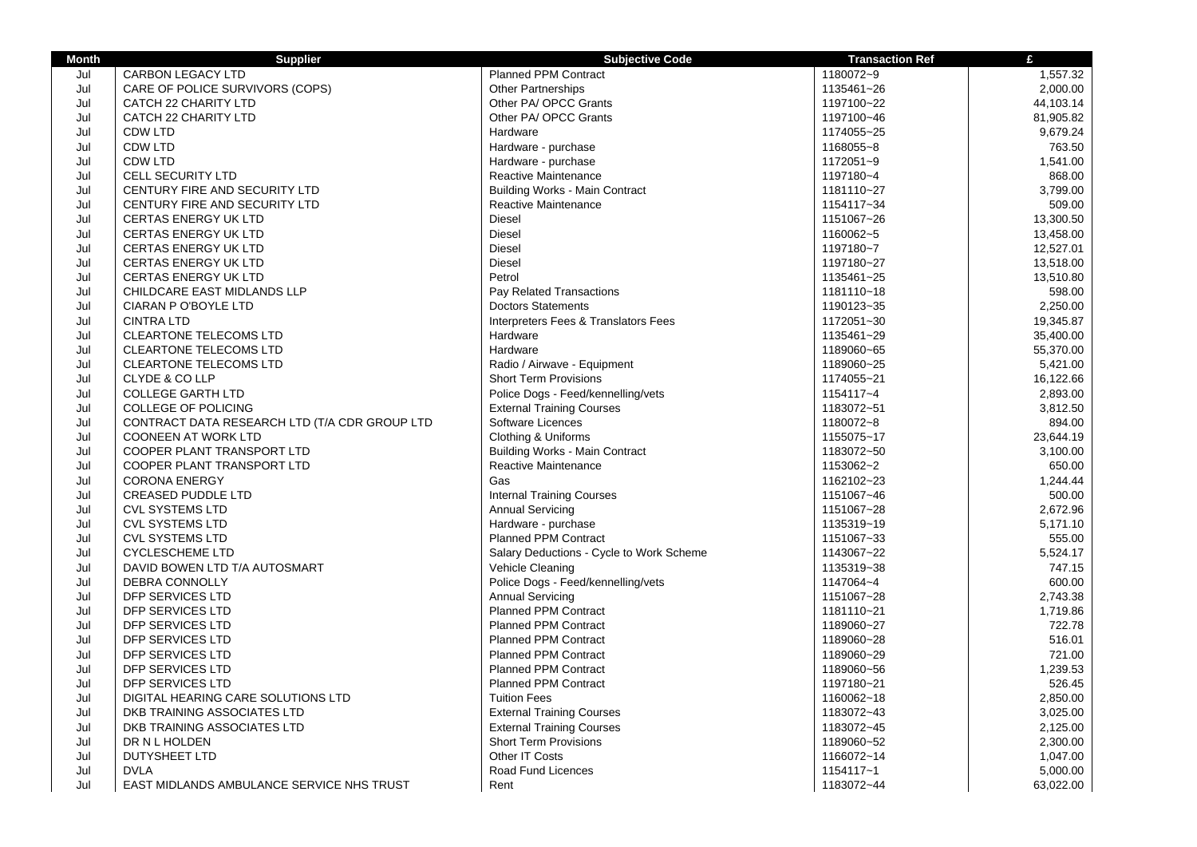| Month | Supplier | Subjective Code | Transaction Ref | £ |
|---|---|---|---|---|
| Jul | CARBON LEGACY LTD | Planned PPM Contract | 1180072~9 | 1,557.32 |
| Jul | CARE OF POLICE SURVIVORS (COPS) | Other Partnerships | 1135461~26 | 2,000.00 |
| Jul | CATCH 22 CHARITY LTD | Other PA/ OPCC Grants | 1197100~22 | 44,103.14 |
| Jul | CATCH 22 CHARITY LTD | Other PA/ OPCC Grants | 1197100~46 | 81,905.82 |
| Jul | CDW LTD | Hardware | 1174055~25 | 9,679.24 |
| Jul | CDW LTD | Hardware - purchase | 1168055~8 | 763.50 |
| Jul | CDW LTD | Hardware - purchase | 1172051~9 | 1,541.00 |
| Jul | CELL SECURITY LTD | Reactive Maintenance | 1197180~4 | 868.00 |
| Jul | CENTURY FIRE AND SECURITY LTD | Building Works - Main Contract | 1181110~27 | 3,799.00 |
| Jul | CENTURY FIRE AND SECURITY LTD | Reactive Maintenance | 1154117~34 | 509.00 |
| Jul | CERTAS ENERGY UK LTD | Diesel | 1151067~26 | 13,300.50 |
| Jul | CERTAS ENERGY UK LTD | Diesel | 1160062~5 | 13,458.00 |
| Jul | CERTAS ENERGY UK LTD | Diesel | 1197180~7 | 12,527.01 |
| Jul | CERTAS ENERGY UK LTD | Diesel | 1197180~27 | 13,518.00 |
| Jul | CERTAS ENERGY UK LTD | Petrol | 1135461~25 | 13,510.80 |
| Jul | CHILDCARE EAST MIDLANDS LLP | Pay Related Transactions | 1181110~18 | 598.00 |
| Jul | CIARAN P O'BOYLE LTD | Doctors Statements | 1190123~35 | 2,250.00 |
| Jul | CINTRA LTD | Interpreters Fees & Translators Fees | 1172051~30 | 19,345.87 |
| Jul | CLEARTONE TELECOMS LTD | Hardware | 1135461~29 | 35,400.00 |
| Jul | CLEARTONE TELECOMS LTD | Hardware | 1189060~65 | 55,370.00 |
| Jul | CLEARTONE TELECOMS LTD | Radio / Airwave - Equipment | 1189060~25 | 5,421.00 |
| Jul | CLYDE & CO LLP | Short Term Provisions | 1174055~21 | 16,122.66 |
| Jul | COLLEGE GARTH LTD | Police Dogs - Feed/kennelling/vets | 1154117~4 | 2,893.00 |
| Jul | COLLEGE OF POLICING | External Training Courses | 1183072~51 | 3,812.50 |
| Jul | CONTRACT DATA RESEARCH LTD (T/A CDR GROUP LTD | Software Licences | 1180072~8 | 894.00 |
| Jul | COONEEN AT WORK LTD | Clothing & Uniforms | 1155075~17 | 23,644.19 |
| Jul | COOPER PLANT TRANSPORT LTD | Building Works - Main Contract | 1183072~50 | 3,100.00 |
| Jul | COOPER PLANT TRANSPORT LTD | Reactive Maintenance | 1153062~2 | 650.00 |
| Jul | CORONA ENERGY | Gas | 1162102~23 | 1,244.44 |
| Jul | CREASED PUDDLE LTD | Internal Training Courses | 1151067~46 | 500.00 |
| Jul | CVL SYSTEMS LTD | Annual Servicing | 1151067~28 | 2,672.96 |
| Jul | CVL SYSTEMS LTD | Hardware - purchase | 1135319~19 | 5,171.10 |
| Jul | CVL SYSTEMS LTD | Planned PPM Contract | 1151067~33 | 555.00 |
| Jul | CYCLESCHEME LTD | Salary Deductions - Cycle to Work Scheme | 1143067~22 | 5,524.17 |
| Jul | DAVID BOWEN LTD T/A AUTOSMART | Vehicle Cleaning | 1135319~38 | 747.15 |
| Jul | DEBRA CONNOLLY | Police Dogs - Feed/kennelling/vets | 1147064~4 | 600.00 |
| Jul | DFP SERVICES LTD | Annual Servicing | 1151067~28 | 2,743.38 |
| Jul | DFP SERVICES LTD | Planned PPM Contract | 1181110~21 | 1,719.86 |
| Jul | DFP SERVICES LTD | Planned PPM Contract | 1189060~27 | 722.78 |
| Jul | DFP SERVICES LTD | Planned PPM Contract | 1189060~28 | 516.01 |
| Jul | DFP SERVICES LTD | Planned PPM Contract | 1189060~29 | 721.00 |
| Jul | DFP SERVICES LTD | Planned PPM Contract | 1189060~56 | 1,239.53 |
| Jul | DFP SERVICES LTD | Planned PPM Contract | 1197180~21 | 526.45 |
| Jul | DIGITAL HEARING CARE SOLUTIONS LTD | Tuition Fees | 1160062~18 | 2,850.00 |
| Jul | DKB TRAINING ASSOCIATES LTD | External Training Courses | 1183072~43 | 3,025.00 |
| Jul | DKB TRAINING ASSOCIATES LTD | External Training Courses | 1183072~45 | 2,125.00 |
| Jul | DR N L HOLDEN | Short Term Provisions | 1189060~52 | 2,300.00 |
| Jul | DUTYSHEET LTD | Other IT Costs | 1166072~14 | 1,047.00 |
| Jul | DVLA | Road Fund Licences | 1154117~1 | 5,000.00 |
| Jul | EAST MIDLANDS AMBULANCE SERVICE NHS TRUST | Rent | 1183072~44 | 63,022.00 |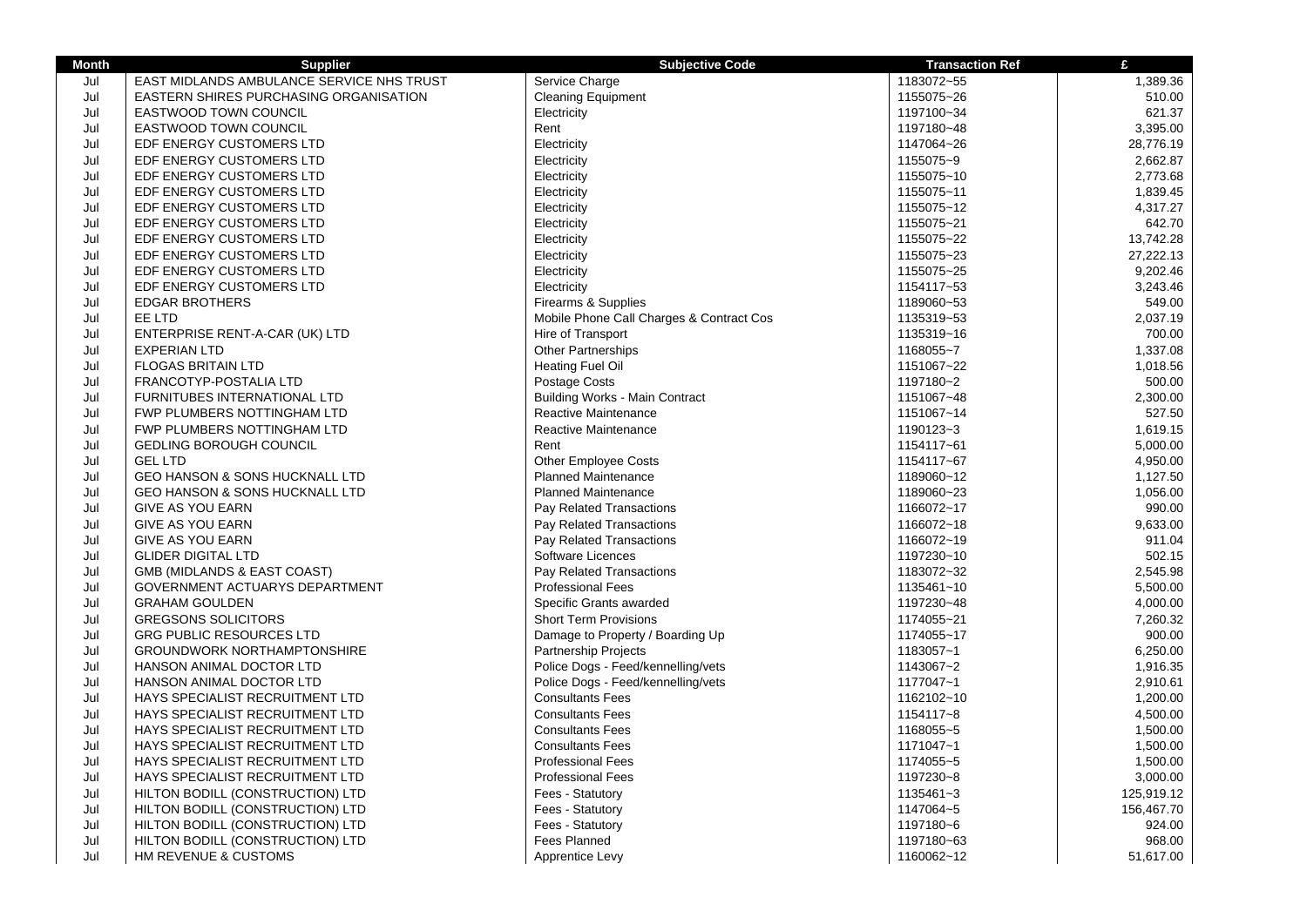| Month | Supplier | Subjective Code | Transaction Ref | £ |
|---|---|---|---|---|
| Jul | EAST MIDLANDS AMBULANCE SERVICE NHS TRUST | Service Charge | 1183072~55 | 1,389.36 |
| Jul | EASTERN SHIRES PURCHASING ORGANISATION | Cleaning Equipment | 1155075~26 | 510.00 |
| Jul | EASTWOOD TOWN COUNCIL | Electricity | 1197100~34 | 621.37 |
| Jul | EASTWOOD TOWN COUNCIL | Rent | 1197180~48 | 3,395.00 |
| Jul | EDF ENERGY CUSTOMERS LTD | Electricity | 1147064~26 | 28,776.19 |
| Jul | EDF ENERGY CUSTOMERS LTD | Electricity | 1155075~9 | 2,662.87 |
| Jul | EDF ENERGY CUSTOMERS LTD | Electricity | 1155075~10 | 2,773.68 |
| Jul | EDF ENERGY CUSTOMERS LTD | Electricity | 1155075~11 | 1,839.45 |
| Jul | EDF ENERGY CUSTOMERS LTD | Electricity | 1155075~12 | 4,317.27 |
| Jul | EDF ENERGY CUSTOMERS LTD | Electricity | 1155075~21 | 642.70 |
| Jul | EDF ENERGY CUSTOMERS LTD | Electricity | 1155075~22 | 13,742.28 |
| Jul | EDF ENERGY CUSTOMERS LTD | Electricity | 1155075~23 | 27,222.13 |
| Jul | EDF ENERGY CUSTOMERS LTD | Electricity | 1155075~25 | 9,202.46 |
| Jul | EDF ENERGY CUSTOMERS LTD | Electricity | 1154117~53 | 3,243.46 |
| Jul | EDGAR BROTHERS | Firearms & Supplies | 1189060~53 | 549.00 |
| Jul | EE LTD | Mobile Phone Call Charges & Contract Cos | 1135319~53 | 2,037.19 |
| Jul | ENTERPRISE RENT-A-CAR (UK) LTD | Hire of Transport | 1135319~16 | 700.00 |
| Jul | EXPERIAN LTD | Other Partnerships | 1168055~7 | 1,337.08 |
| Jul | FLOGAS BRITAIN LTD | Heating Fuel Oil | 1151067~22 | 1,018.56 |
| Jul | FRANCOTYP-POSTALIA LTD | Postage Costs | 1197180~2 | 500.00 |
| Jul | FURNITUBES INTERNATIONAL LTD | Building Works - Main Contract | 1151067~48 | 2,300.00 |
| Jul | FWP PLUMBERS NOTTINGHAM LTD | Reactive Maintenance | 1151067~14 | 527.50 |
| Jul | FWP PLUMBERS NOTTINGHAM LTD | Reactive Maintenance | 1190123~3 | 1,619.15 |
| Jul | GEDLING BOROUGH COUNCIL | Rent | 1154117~61 | 5,000.00 |
| Jul | GEL LTD | Other Employee Costs | 1154117~67 | 4,950.00 |
| Jul | GEO HANSON & SONS HUCKNALL LTD | Planned Maintenance | 1189060~12 | 1,127.50 |
| Jul | GEO HANSON & SONS HUCKNALL LTD | Planned Maintenance | 1189060~23 | 1,056.00 |
| Jul | GIVE AS YOU EARN | Pay Related Transactions | 1166072~17 | 990.00 |
| Jul | GIVE AS YOU EARN | Pay Related Transactions | 1166072~18 | 9,633.00 |
| Jul | GIVE AS YOU EARN | Pay Related Transactions | 1166072~19 | 911.04 |
| Jul | GLIDER DIGITAL LTD | Software Licences | 1197230~10 | 502.15 |
| Jul | GMB (MIDLANDS & EAST COAST) | Pay Related Transactions | 1183072~32 | 2,545.98 |
| Jul | GOVERNMENT ACTUARYS DEPARTMENT | Professional Fees | 1135461~10 | 5,500.00 |
| Jul | GRAHAM GOULDEN | Specific Grants awarded | 1197230~48 | 4,000.00 |
| Jul | GREGSONS SOLICITORS | Short Term Provisions | 1174055~21 | 7,260.32 |
| Jul | GRG PUBLIC RESOURCES LTD | Damage to Property / Boarding Up | 1174055~17 | 900.00 |
| Jul | GROUNDWORK NORTHAMPTONSHIRE | Partnership Projects | 1183057~1 | 6,250.00 |
| Jul | HANSON ANIMAL DOCTOR LTD | Police Dogs - Feed/kennelling/vets | 1143067~2 | 1,916.35 |
| Jul | HANSON ANIMAL DOCTOR LTD | Police Dogs - Feed/kennelling/vets | 1177047~1 | 2,910.61 |
| Jul | HAYS SPECIALIST RECRUITMENT LTD | Consultants Fees | 1162102~10 | 1,200.00 |
| Jul | HAYS SPECIALIST RECRUITMENT LTD | Consultants Fees | 1154117~8 | 4,500.00 |
| Jul | HAYS SPECIALIST RECRUITMENT LTD | Consultants Fees | 1168055~5 | 1,500.00 |
| Jul | HAYS SPECIALIST RECRUITMENT LTD | Consultants Fees | 1171047~1 | 1,500.00 |
| Jul | HAYS SPECIALIST RECRUITMENT LTD | Professional Fees | 1174055~5 | 1,500.00 |
| Jul | HAYS SPECIALIST RECRUITMENT LTD | Professional Fees | 1197230~8 | 3,000.00 |
| Jul | HILTON BODILL (CONSTRUCTION) LTD | Fees - Statutory | 1135461~3 | 125,919.12 |
| Jul | HILTON BODILL (CONSTRUCTION) LTD | Fees - Statutory | 1147064~5 | 156,467.70 |
| Jul | HILTON BODILL (CONSTRUCTION) LTD | Fees - Statutory | 1197180~6 | 924.00 |
| Jul | HILTON BODILL (CONSTRUCTION) LTD | Fees Planned | 1197180~63 | 968.00 |
| Jul | HM REVENUE & CUSTOMS | Apprentice Levy | 1160062~12 | 51,617.00 |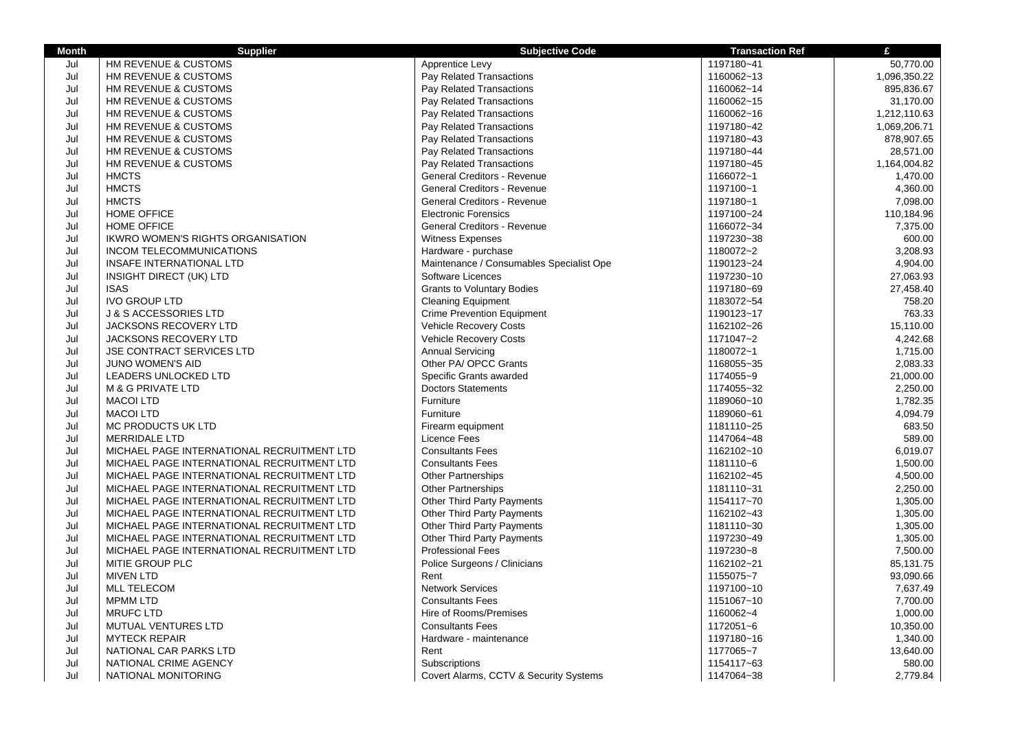| Month | Supplier | Subjective Code | Transaction Ref | £ |
|---|---|---|---|---|
| Jul | HM REVENUE & CUSTOMS | Apprentice Levy | 1197180~41 | 50,770.00 |
| Jul | HM REVENUE & CUSTOMS | Pay Related Transactions | 1160062~13 | 1,096,350.22 |
| Jul | HM REVENUE & CUSTOMS | Pay Related Transactions | 1160062~14 | 895,836.67 |
| Jul | HM REVENUE & CUSTOMS | Pay Related Transactions | 1160062~15 | 31,170.00 |
| Jul | HM REVENUE & CUSTOMS | Pay Related Transactions | 1160062~16 | 1,212,110.63 |
| Jul | HM REVENUE & CUSTOMS | Pay Related Transactions | 1197180~42 | 1,069,206.71 |
| Jul | HM REVENUE & CUSTOMS | Pay Related Transactions | 1197180~43 | 878,907.65 |
| Jul | HM REVENUE & CUSTOMS | Pay Related Transactions | 1197180~44 | 28,571.00 |
| Jul | HM REVENUE & CUSTOMS | Pay Related Transactions | 1197180~45 | 1,164,004.82 |
| Jul | HMCTS | General Creditors - Revenue | 1166072~1 | 1,470.00 |
| Jul | HMCTS | General Creditors - Revenue | 1197100~1 | 4,360.00 |
| Jul | HMCTS | General Creditors - Revenue | 1197180~1 | 7,098.00 |
| Jul | HOME OFFICE | Electronic Forensics | 1197100~24 | 110,184.96 |
| Jul | HOME OFFICE | General Creditors - Revenue | 1166072~34 | 7,375.00 |
| Jul | IKWRO WOMEN'S RIGHTS ORGANISATION | Witness Expenses | 1197230~38 | 600.00 |
| Jul | INCOM TELECOMMUNICATIONS | Hardware - purchase | 1180072~2 | 3,208.93 |
| Jul | INSAFE INTERNATIONAL LTD | Maintenance / Consumables Specialist Ope | 1190123~24 | 4,904.00 |
| Jul | INSIGHT DIRECT (UK) LTD | Software Licences | 1197230~10 | 27,063.93 |
| Jul | ISAS | Grants to Voluntary Bodies | 1197180~69 | 27,458.40 |
| Jul | IVO GROUP LTD | Cleaning Equipment | 1183072~54 | 758.20 |
| Jul | J & S ACCESSORIES LTD | Crime Prevention Equipment | 1190123~17 | 763.33 |
| Jul | JACKSONS RECOVERY LTD | Vehicle Recovery Costs | 1162102~26 | 15,110.00 |
| Jul | JACKSONS RECOVERY LTD | Vehicle Recovery Costs | 1171047~2 | 4,242.68 |
| Jul | JSE CONTRACT SERVICES LTD | Annual Servicing | 1180072~1 | 1,715.00 |
| Jul | JUNO WOMEN'S AID | Other PA/ OPCC Grants | 1168055~35 | 2,083.33 |
| Jul | LEADERS UNLOCKED LTD | Specific Grants awarded | 1174055~9 | 21,000.00 |
| Jul | M & G PRIVATE LTD | Doctors Statements | 1174055~32 | 2,250.00 |
| Jul | MACOI LTD | Furniture | 1189060~10 | 1,782.35 |
| Jul | MACOI LTD | Furniture | 1189060~61 | 4,094.79 |
| Jul | MC PRODUCTS UK LTD | Firearm equipment | 1181110~25 | 683.50 |
| Jul | MERRIDALE LTD | Licence Fees | 1147064~48 | 589.00 |
| Jul | MICHAEL PAGE INTERNATIONAL RECRUITMENT LTD | Consultants Fees | 1162102~10 | 6,019.07 |
| Jul | MICHAEL PAGE INTERNATIONAL RECRUITMENT LTD | Consultants Fees | 1181110~6 | 1,500.00 |
| Jul | MICHAEL PAGE INTERNATIONAL RECRUITMENT LTD | Other Partnerships | 1162102~45 | 4,500.00 |
| Jul | MICHAEL PAGE INTERNATIONAL RECRUITMENT LTD | Other Partnerships | 1181110~31 | 2,250.00 |
| Jul | MICHAEL PAGE INTERNATIONAL RECRUITMENT LTD | Other Third Party Payments | 1154117~70 | 1,305.00 |
| Jul | MICHAEL PAGE INTERNATIONAL RECRUITMENT LTD | Other Third Party Payments | 1162102~43 | 1,305.00 |
| Jul | MICHAEL PAGE INTERNATIONAL RECRUITMENT LTD | Other Third Party Payments | 1181110~30 | 1,305.00 |
| Jul | MICHAEL PAGE INTERNATIONAL RECRUITMENT LTD | Other Third Party Payments | 1197230~49 | 1,305.00 |
| Jul | MICHAEL PAGE INTERNATIONAL RECRUITMENT LTD | Professional Fees | 1197230~8 | 7,500.00 |
| Jul | MITIE GROUP PLC | Police Surgeons / Clinicians | 1162102~21 | 85,131.75 |
| Jul | MIVEN LTD | Rent | 1155075~7 | 93,090.66 |
| Jul | MLL TELECOM | Network Services | 1197100~10 | 7,637.49 |
| Jul | MPMM LTD | Consultants Fees | 1151067~10 | 7,700.00 |
| Jul | MRUFC LTD | Hire of Rooms/Premises | 1160062~4 | 1,000.00 |
| Jul | MUTUAL VENTURES LTD | Consultants Fees | 1172051~6 | 10,350.00 |
| Jul | MYTECK REPAIR | Hardware - maintenance | 1197180~16 | 1,340.00 |
| Jul | NATIONAL CAR PARKS LTD | Rent | 1177065~7 | 13,640.00 |
| Jul | NATIONAL CRIME AGENCY | Subscriptions | 1154117~63 | 580.00 |
| Jul | NATIONAL MONITORING | Covert Alarms, CCTV & Security Systems | 1147064~38 | 2,779.84 |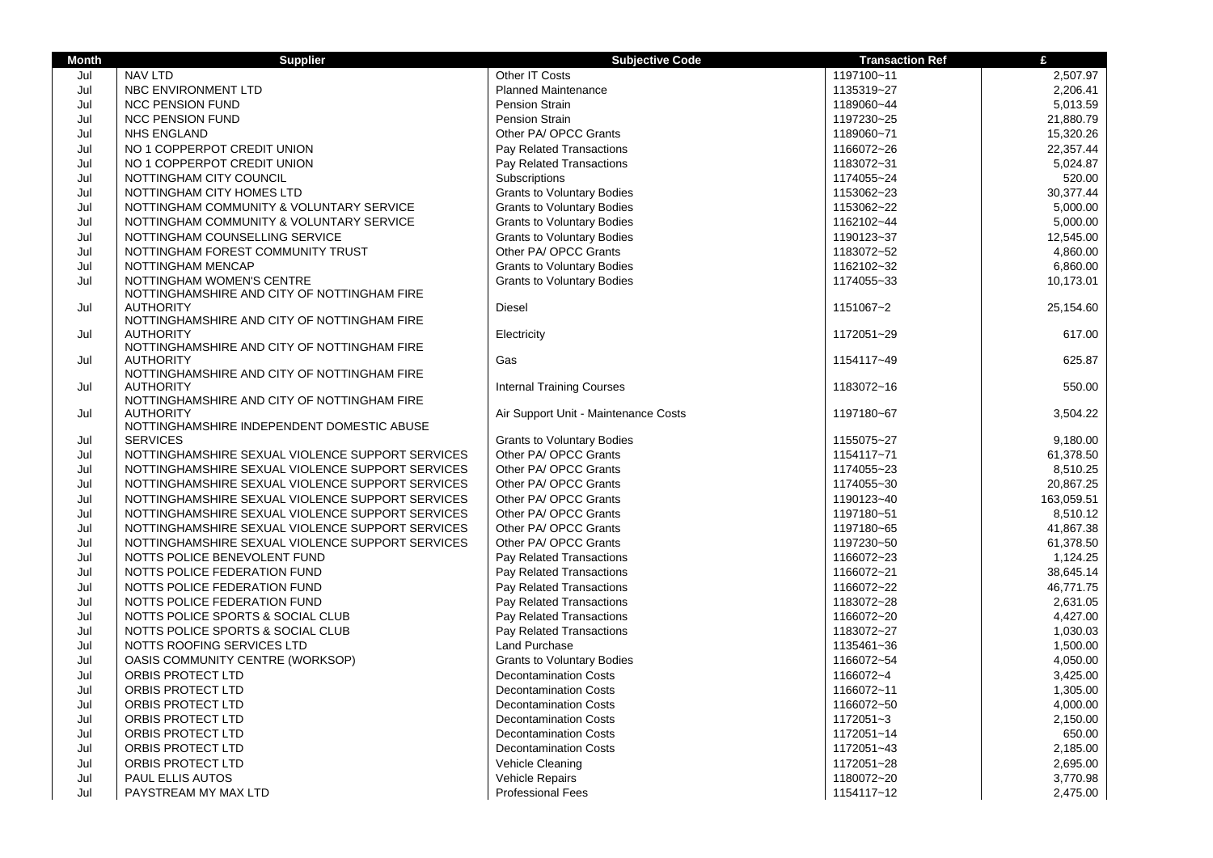| Month | Supplier | Subjective Code | Transaction Ref | £ |
|---|---|---|---|---|
| Jul | NAV LTD | Other IT Costs | 1197100~11 | 2,507.97 |
| Jul | NBC ENVIRONMENT LTD | Planned Maintenance | 1135319~27 | 2,206.41 |
| Jul | NCC PENSION FUND | Pension Strain | 1189060~44 | 5,013.59 |
| Jul | NCC PENSION FUND | Pension Strain | 1197230~25 | 21,880.79 |
| Jul | NHS ENGLAND | Other PA/ OPCC Grants | 1189060~71 | 15,320.26 |
| Jul | NO 1 COPPERPOT CREDIT UNION | Pay Related Transactions | 1166072~26 | 22,357.44 |
| Jul | NO 1 COPPERPOT CREDIT UNION | Pay Related Transactions | 1183072~31 | 5,024.87 |
| Jul | NOTTINGHAM CITY COUNCIL | Subscriptions | 1174055~24 | 520.00 |
| Jul | NOTTINGHAM CITY HOMES LTD | Grants to Voluntary Bodies | 1153062~23 | 30,377.44 |
| Jul | NOTTINGHAM COMMUNITY & VOLUNTARY SERVICE | Grants to Voluntary Bodies | 1153062~22 | 5,000.00 |
| Jul | NOTTINGHAM COMMUNITY & VOLUNTARY SERVICE | Grants to Voluntary Bodies | 1162102~44 | 5,000.00 |
| Jul | NOTTINGHAM COUNSELLING SERVICE | Grants to Voluntary Bodies | 1190123~37 | 12,545.00 |
| Jul | NOTTINGHAM FOREST COMMUNITY TRUST | Other PA/ OPCC Grants | 1183072~52 | 4,860.00 |
| Jul | NOTTINGHAM MENCAP | Grants to Voluntary Bodies | 1162102~32 | 6,860.00 |
| Jul | NOTTINGHAM WOMEN'S CENTRE | Grants to Voluntary Bodies | 1174055~33 | 10,173.01 |
| Jul | NOTTINGHAMSHIRE AND CITY OF NOTTINGHAM FIRE AUTHORITY | Diesel | 1151067~2 | 25,154.60 |
| Jul | NOTTINGHAMSHIRE AND CITY OF NOTTINGHAM FIRE AUTHORITY | Electricity | 1172051~29 | 617.00 |
| Jul | NOTTINGHAMSHIRE AND CITY OF NOTTINGHAM FIRE AUTHORITY | Gas | 1154117~49 | 625.87 |
| Jul | NOTTINGHAMSHIRE AND CITY OF NOTTINGHAM FIRE AUTHORITY | Internal Training Courses | 1183072~16 | 550.00 |
| Jul | NOTTINGHAMSHIRE AND CITY OF NOTTINGHAM FIRE AUTHORITY | Air Support Unit - Maintenance Costs | 1197180~67 | 3,504.22 |
| Jul | NOTTINGHAMSHIRE INDEPENDENT DOMESTIC ABUSE SERVICES | Grants to Voluntary Bodies | 1155075~27 | 9,180.00 |
| Jul | NOTTINGHAMSHIRE SEXUAL VIOLENCE SUPPORT SERVICES | Other PA/ OPCC Grants | 1154117~71 | 61,378.50 |
| Jul | NOTTINGHAMSHIRE SEXUAL VIOLENCE SUPPORT SERVICES | Other PA/ OPCC Grants | 1174055~23 | 8,510.25 |
| Jul | NOTTINGHAMSHIRE SEXUAL VIOLENCE SUPPORT SERVICES | Other PA/ OPCC Grants | 1174055~30 | 20,867.25 |
| Jul | NOTTINGHAMSHIRE SEXUAL VIOLENCE SUPPORT SERVICES | Other PA/ OPCC Grants | 1190123~40 | 163,059.51 |
| Jul | NOTTINGHAMSHIRE SEXUAL VIOLENCE SUPPORT SERVICES | Other PA/ OPCC Grants | 1197180~51 | 8,510.12 |
| Jul | NOTTINGHAMSHIRE SEXUAL VIOLENCE SUPPORT SERVICES | Other PA/ OPCC Grants | 1197180~65 | 41,867.38 |
| Jul | NOTTINGHAMSHIRE SEXUAL VIOLENCE SUPPORT SERVICES | Other PA/ OPCC Grants | 1197230~50 | 61,378.50 |
| Jul | NOTTS POLICE BENEVOLENT FUND | Pay Related Transactions | 1166072~23 | 1,124.25 |
| Jul | NOTTS POLICE FEDERATION FUND | Pay Related Transactions | 1166072~21 | 38,645.14 |
| Jul | NOTTS POLICE FEDERATION FUND | Pay Related Transactions | 1166072~22 | 46,771.75 |
| Jul | NOTTS POLICE FEDERATION FUND | Pay Related Transactions | 1183072~28 | 2,631.05 |
| Jul | NOTTS POLICE SPORTS & SOCIAL CLUB | Pay Related Transactions | 1166072~20 | 4,427.00 |
| Jul | NOTTS POLICE SPORTS & SOCIAL CLUB | Pay Related Transactions | 1183072~27 | 1,030.03 |
| Jul | NOTTS ROOFING SERVICES LTD | Land Purchase | 1135461~36 | 1,500.00 |
| Jul | OASIS COMMUNITY CENTRE (WORKSOP) | Grants to Voluntary Bodies | 1166072~54 | 4,050.00 |
| Jul | ORBIS PROTECT LTD | Decontamination Costs | 1166072~4 | 3,425.00 |
| Jul | ORBIS PROTECT LTD | Decontamination Costs | 1166072~11 | 1,305.00 |
| Jul | ORBIS PROTECT LTD | Decontamination Costs | 1166072~50 | 4,000.00 |
| Jul | ORBIS PROTECT LTD | Decontamination Costs | 1172051~3 | 2,150.00 |
| Jul | ORBIS PROTECT LTD | Decontamination Costs | 1172051~14 | 650.00 |
| Jul | ORBIS PROTECT LTD | Decontamination Costs | 1172051~43 | 2,185.00 |
| Jul | ORBIS PROTECT LTD | Vehicle Cleaning | 1172051~28 | 2,695.00 |
| Jul | PAUL ELLIS AUTOS | Vehicle Repairs | 1180072~20 | 3,770.98 |
| Jul | PAYSTREAM MY MAX LTD | Professional Fees | 1154117~12 | 2,475.00 |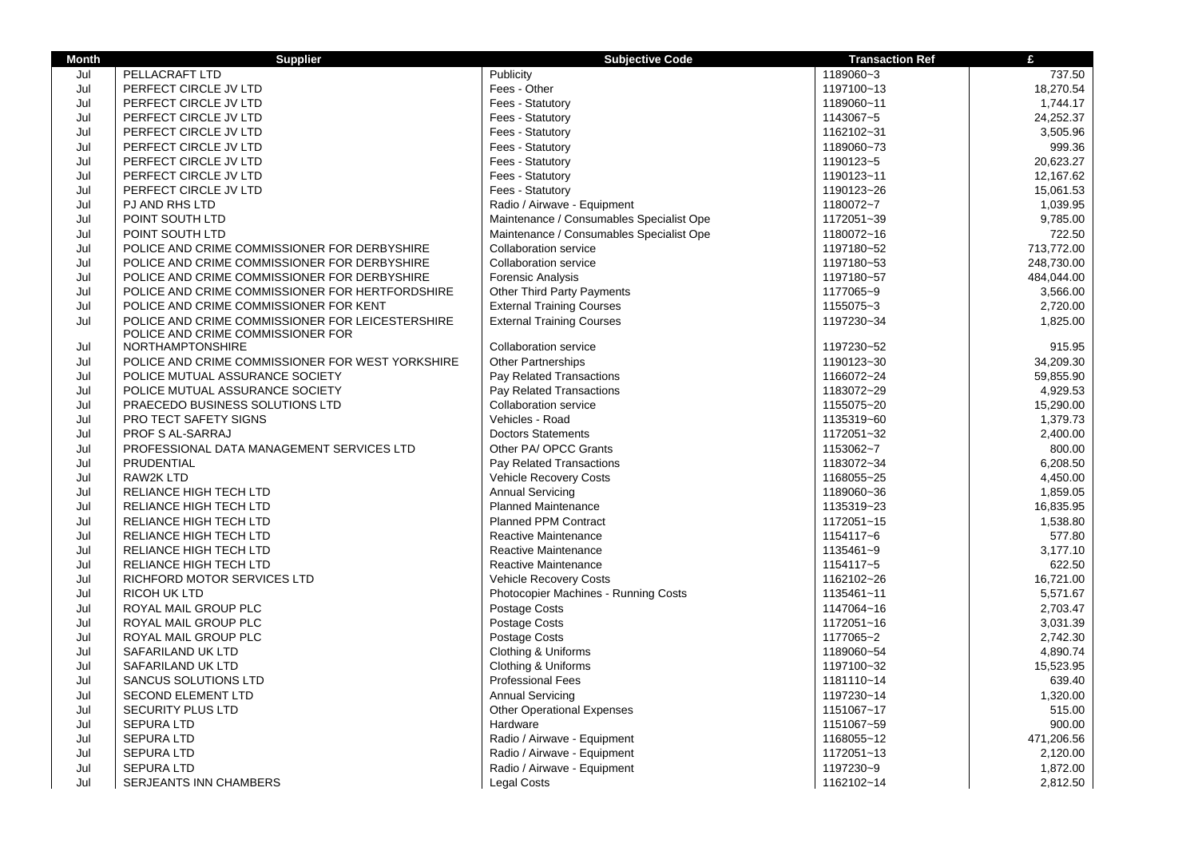| Month | Supplier | Subjective Code | Transaction Ref | £ |
|---|---|---|---|---|
| Jul | PELLACRAFT LTD | Publicity | 1189060~3 | 737.50 |
| Jul | PERFECT CIRCLE JV LTD | Fees - Other | 1197100~13 | 18,270.54 |
| Jul | PERFECT CIRCLE JV LTD | Fees - Statutory | 1189060~11 | 1,744.17 |
| Jul | PERFECT CIRCLE JV LTD | Fees - Statutory | 1143067~5 | 24,252.37 |
| Jul | PERFECT CIRCLE JV LTD | Fees - Statutory | 1162102~31 | 3,505.96 |
| Jul | PERFECT CIRCLE JV LTD | Fees - Statutory | 1189060~73 | 999.36 |
| Jul | PERFECT CIRCLE JV LTD | Fees - Statutory | 1190123~5 | 20,623.27 |
| Jul | PERFECT CIRCLE JV LTD | Fees - Statutory | 1190123~11 | 12,167.62 |
| Jul | PERFECT CIRCLE JV LTD | Fees - Statutory | 1190123~26 | 15,061.53 |
| Jul | PJ AND RHS LTD | Radio / Airwave - Equipment | 1180072~7 | 1,039.95 |
| Jul | POINT SOUTH LTD | Maintenance / Consumables Specialist Ope | 1172051~39 | 9,785.00 |
| Jul | POINT SOUTH LTD | Maintenance / Consumables Specialist Ope | 1180072~16 | 722.50 |
| Jul | POLICE AND CRIME COMMISSIONER FOR DERBYSHIRE | Collaboration service | 1197180~52 | 713,772.00 |
| Jul | POLICE AND CRIME COMMISSIONER FOR DERBYSHIRE | Collaboration service | 1197180~53 | 248,730.00 |
| Jul | POLICE AND CRIME COMMISSIONER FOR DERBYSHIRE | Forensic Analysis | 1197180~57 | 484,044.00 |
| Jul | POLICE AND CRIME COMMISSIONER FOR HERTFORDSHIRE | Other Third Party Payments | 1177065~9 | 3,566.00 |
| Jul | POLICE AND CRIME COMMISSIONER FOR KENT | External Training Courses | 1155075~3 | 2,720.00 |
| Jul | POLICE AND CRIME COMMISSIONER FOR LEICESTERSHIRE | External Training Courses | 1197230~34 | 1,825.00 |
| Jul | POLICE AND CRIME COMMISSIONER FOR NORTHAMPTONSHIRE | Collaboration service | 1197230~52 | 915.95 |
| Jul | POLICE AND CRIME COMMISSIONER FOR WEST YORKSHIRE | Other Partnerships | 1190123~30 | 34,209.30 |
| Jul | POLICE MUTUAL ASSURANCE SOCIETY | Pay Related Transactions | 1166072~24 | 59,855.90 |
| Jul | POLICE MUTUAL ASSURANCE SOCIETY | Pay Related Transactions | 1183072~29 | 4,929.53 |
| Jul | PRAECEDO BUSINESS SOLUTIONS LTD | Collaboration service | 1155075~20 | 15,290.00 |
| Jul | PRO TECT SAFETY SIGNS | Vehicles - Road | 1135319~60 | 1,379.73 |
| Jul | PROF S AL-SARRAJ | Doctors Statements | 1172051~32 | 2,400.00 |
| Jul | PROFESSIONAL DATA MANAGEMENT SERVICES LTD | Other PA/ OPCC Grants | 1153062~7 | 800.00 |
| Jul | PRUDENTIAL | Pay Related Transactions | 1183072~34 | 6,208.50 |
| Jul | RAW2K LTD | Vehicle Recovery Costs | 1168055~25 | 4,450.00 |
| Jul | RELIANCE HIGH TECH LTD | Annual Servicing | 1189060~36 | 1,859.05 |
| Jul | RELIANCE HIGH TECH LTD | Planned Maintenance | 1135319~23 | 16,835.95 |
| Jul | RELIANCE HIGH TECH LTD | Planned PPM Contract | 1172051~15 | 1,538.80 |
| Jul | RELIANCE HIGH TECH LTD | Reactive Maintenance | 1154117~6 | 577.80 |
| Jul | RELIANCE HIGH TECH LTD | Reactive Maintenance | 1135461~9 | 3,177.10 |
| Jul | RELIANCE HIGH TECH LTD | Reactive Maintenance | 1154117~5 | 622.50 |
| Jul | RICHFORD MOTOR SERVICES LTD | Vehicle Recovery Costs | 1162102~26 | 16,721.00 |
| Jul | RICOH UK LTD | Photocopier Machines - Running Costs | 1135461~11 | 5,571.67 |
| Jul | ROYAL MAIL GROUP PLC | Postage Costs | 1147064~16 | 2,703.47 |
| Jul | ROYAL MAIL GROUP PLC | Postage Costs | 1172051~16 | 3,031.39 |
| Jul | ROYAL MAIL GROUP PLC | Postage Costs | 1177065~2 | 2,742.30 |
| Jul | SAFARILAND UK LTD | Clothing & Uniforms | 1189060~54 | 4,890.74 |
| Jul | SAFARILAND UK LTD | Clothing & Uniforms | 1197100~32 | 15,523.95 |
| Jul | SANCUS SOLUTIONS LTD | Professional Fees | 1181110~14 | 639.40 |
| Jul | SECOND ELEMENT LTD | Annual Servicing | 1197230~14 | 1,320.00 |
| Jul | SECURITY PLUS LTD | Other Operational Expenses | 1151067~17 | 515.00 |
| Jul | SEPURA LTD | Hardware | 1151067~59 | 900.00 |
| Jul | SEPURA LTD | Radio / Airwave - Equipment | 1168055~12 | 471,206.56 |
| Jul | SEPURA LTD | Radio / Airwave - Equipment | 1172051~13 | 2,120.00 |
| Jul | SEPURA LTD | Radio / Airwave - Equipment | 1197230~9 | 1,872.00 |
| Jul | SERJEANTS INN CHAMBERS | Legal Costs | 1162102~14 | 2,812.50 |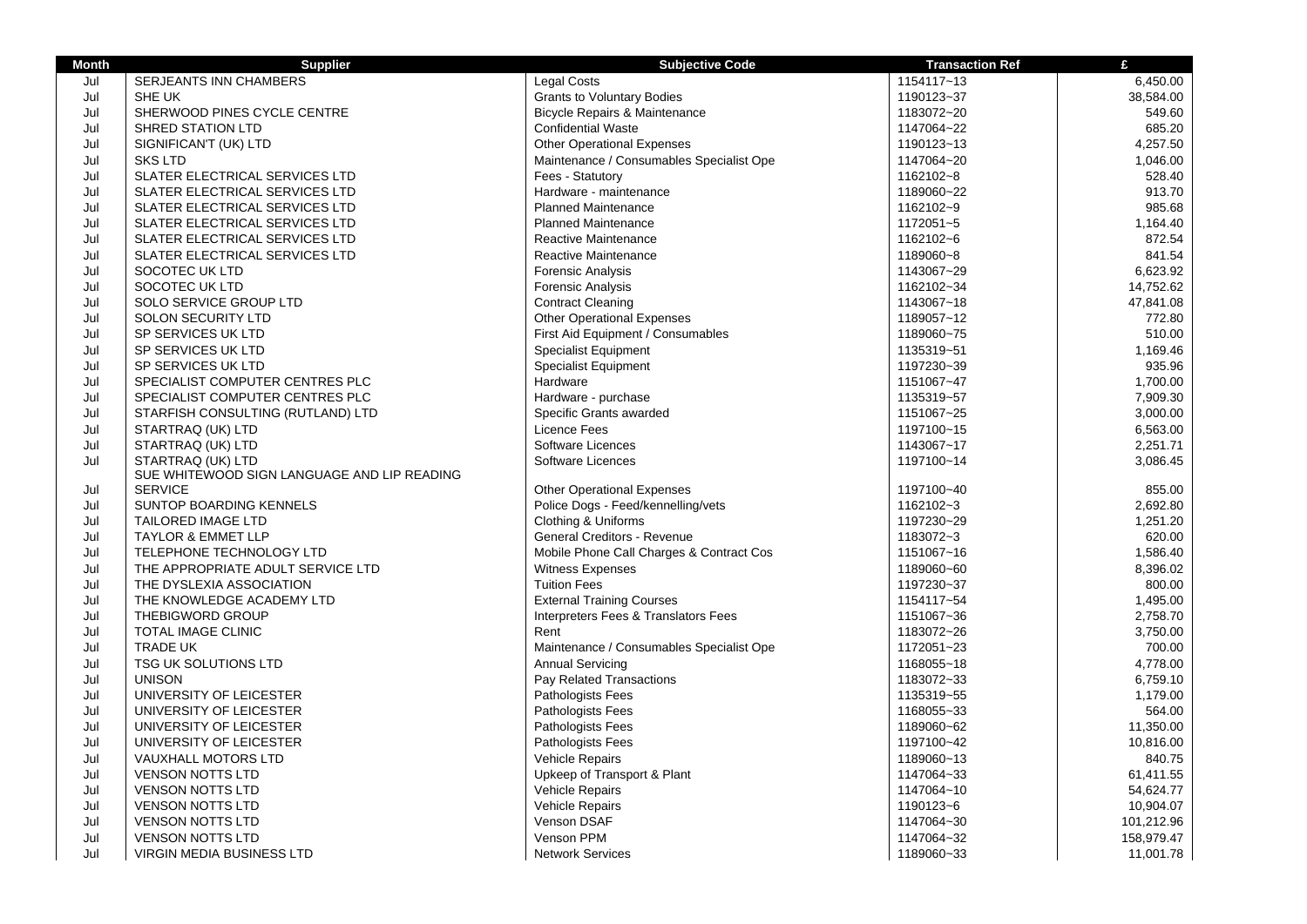| Month | Supplier | Subjective Code | Transaction Ref | £ |
|---|---|---|---|---|
| Jul | SERJEANTS INN CHAMBERS | Legal Costs | 1154117~13 | 6,450.00 |
| Jul | SHE UK | Grants to Voluntary Bodies | 1190123~37 | 38,584.00 |
| Jul | SHERWOOD PINES CYCLE CENTRE | Bicycle Repairs & Maintenance | 1183072~20 | 549.60 |
| Jul | SHRED STATION LTD | Confidential Waste | 1147064~22 | 685.20 |
| Jul | SIGNIFICAN'T (UK) LTD | Other Operational Expenses | 1190123~13 | 4,257.50 |
| Jul | SKS LTD | Maintenance / Consumables Specialist Ope | 1147064~20 | 1,046.00 |
| Jul | SLATER ELECTRICAL SERVICES LTD | Fees - Statutory | 1162102~8 | 528.40 |
| Jul | SLATER ELECTRICAL SERVICES LTD | Hardware - maintenance | 1189060~22 | 913.70 |
| Jul | SLATER ELECTRICAL SERVICES LTD | Planned Maintenance | 1162102~9 | 985.68 |
| Jul | SLATER ELECTRICAL SERVICES LTD | Planned Maintenance | 1172051~5 | 1,164.40 |
| Jul | SLATER ELECTRICAL SERVICES LTD | Reactive Maintenance | 1162102~6 | 872.54 |
| Jul | SLATER ELECTRICAL SERVICES LTD | Reactive Maintenance | 1189060~8 | 841.54 |
| Jul | SOCOTEC UK LTD | Forensic Analysis | 1143067~29 | 6,623.92 |
| Jul | SOCOTEC UK LTD | Forensic Analysis | 1162102~34 | 14,752.62 |
| Jul | SOLO SERVICE GROUP LTD | Contract Cleaning | 1143067~18 | 47,841.08 |
| Jul | SOLON SECURITY LTD | Other Operational Expenses | 1189057~12 | 772.80 |
| Jul | SP SERVICES UK LTD | First Aid Equipment / Consumables | 1189060~75 | 510.00 |
| Jul | SP SERVICES UK LTD | Specialist Equipment | 1135319~51 | 1,169.46 |
| Jul | SP SERVICES UK LTD | Specialist Equipment | 1197230~39 | 935.96 |
| Jul | SPECIALIST COMPUTER CENTRES PLC | Hardware | 1151067~47 | 1,700.00 |
| Jul | SPECIALIST COMPUTER CENTRES PLC | Hardware - purchase | 1135319~57 | 7,909.30 |
| Jul | STARFISH CONSULTING (RUTLAND) LTD | Specific Grants awarded | 1151067~25 | 3,000.00 |
| Jul | STARTRAQ (UK) LTD | Licence Fees | 1197100~15 | 6,563.00 |
| Jul | STARTRAQ (UK) LTD | Software Licences | 1143067~17 | 2,251.71 |
| Jul | STARTRAQ (UK) LTD | Software Licences | 1197100~14 | 3,086.45 |
| Jul | SUE WHITEWOOD SIGN LANGUAGE AND LIP READING SERVICE | Other Operational Expenses | 1197100~40 | 855.00 |
| Jul | SUNTOP BOARDING KENNELS | Police Dogs - Feed/kennelling/vets | 1162102~3 | 2,692.80 |
| Jul | TAILORED IMAGE LTD | Clothing & Uniforms | 1197230~29 | 1,251.20 |
| Jul | TAYLOR & EMMET LLP | General Creditors - Revenue | 1183072~3 | 620.00 |
| Jul | TELEPHONE TECHNOLOGY LTD | Mobile Phone Call Charges & Contract Cos | 1151067~16 | 1,586.40 |
| Jul | THE APPROPRIATE ADULT SERVICE LTD | Witness Expenses | 1189060~60 | 8,396.02 |
| Jul | THE DYSLEXIA ASSOCIATION | Tuition Fees | 1197230~37 | 800.00 |
| Jul | THE KNOWLEDGE ACADEMY LTD | External Training Courses | 1154117~54 | 1,495.00 |
| Jul | THEBIGWORD GROUP | Interpreters Fees & Translators Fees | 1151067~36 | 2,758.70 |
| Jul | TOTAL IMAGE CLINIC | Rent | 1183072~26 | 3,750.00 |
| Jul | TRADE UK | Maintenance / Consumables Specialist Ope | 1172051~23 | 700.00 |
| Jul | TSG UK SOLUTIONS LTD | Annual Servicing | 1168055~18 | 4,778.00 |
| Jul | UNISON | Pay Related Transactions | 1183072~33 | 6,759.10 |
| Jul | UNIVERSITY OF LEICESTER | Pathologists Fees | 1135319~55 | 1,179.00 |
| Jul | UNIVERSITY OF LEICESTER | Pathologists Fees | 1168055~33 | 564.00 |
| Jul | UNIVERSITY OF LEICESTER | Pathologists Fees | 1189060~62 | 11,350.00 |
| Jul | UNIVERSITY OF LEICESTER | Pathologists Fees | 1197100~42 | 10,816.00 |
| Jul | VAUXHALL MOTORS LTD | Vehicle Repairs | 1189060~13 | 840.75 |
| Jul | VENSON NOTTS LTD | Upkeep of Transport & Plant | 1147064~33 | 61,411.55 |
| Jul | VENSON NOTTS LTD | Vehicle Repairs | 1147064~10 | 54,624.77 |
| Jul | VENSON NOTTS LTD | Vehicle Repairs | 1190123~6 | 10,904.07 |
| Jul | VENSON NOTTS LTD | Venson DSAF | 1147064~30 | 101,212.96 |
| Jul | VENSON NOTTS LTD | Venson PPM | 1147064~32 | 158,979.47 |
| Jul | VIRGIN MEDIA BUSINESS LTD | Network Services | 1189060~33 | 11,001.78 |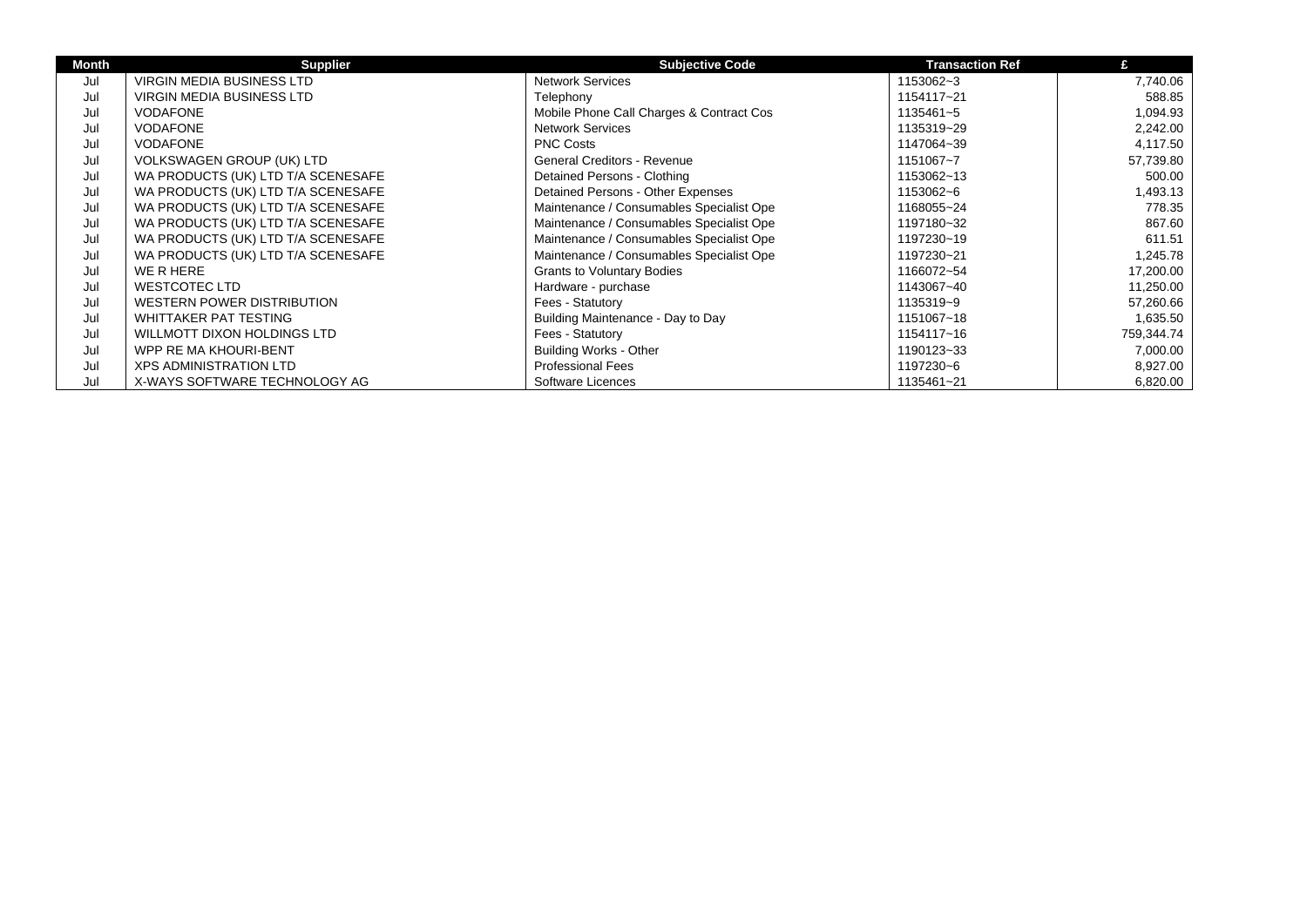| Month | Supplier | Subjective Code | Transaction Ref | £ |
|---|---|---|---|---|
| Jul | VIRGIN MEDIA BUSINESS LTD | Network Services | 1153062~3 | 7,740.06 |
| Jul | VIRGIN MEDIA BUSINESS LTD | Telephony | 1154117~21 | 588.85 |
| Jul | VODAFONE | Mobile Phone Call Charges & Contract Cos | 1135461~5 | 1,094.93 |
| Jul | VODAFONE | Network Services | 1135319~29 | 2,242.00 |
| Jul | VODAFONE | PNC Costs | 1147064~39 | 4,117.50 |
| Jul | VOLKSWAGEN GROUP (UK) LTD | General Creditors - Revenue | 1151067~7 | 57,739.80 |
| Jul | WA PRODUCTS (UK) LTD T/A SCENESAFE | Detained Persons - Clothing | 1153062~13 | 500.00 |
| Jul | WA PRODUCTS (UK) LTD T/A SCENESAFE | Detained Persons - Other Expenses | 1153062~6 | 1,493.13 |
| Jul | WA PRODUCTS (UK) LTD T/A SCENESAFE | Maintenance / Consumables Specialist Ope | 1168055~24 | 778.35 |
| Jul | WA PRODUCTS (UK) LTD T/A SCENESAFE | Maintenance / Consumables Specialist Ope | 1197180~32 | 867.60 |
| Jul | WA PRODUCTS (UK) LTD T/A SCENESAFE | Maintenance / Consumables Specialist Ope | 1197230~19 | 611.51 |
| Jul | WA PRODUCTS (UK) LTD T/A SCENESAFE | Maintenance / Consumables Specialist Ope | 1197230~21 | 1,245.78 |
| Jul | WE R HERE | Grants to Voluntary Bodies | 1166072~54 | 17,200.00 |
| Jul | WESTCOTEC LTD | Hardware - purchase | 1143067~40 | 11,250.00 |
| Jul | WESTERN POWER DISTRIBUTION | Fees - Statutory | 1135319~9 | 57,260.66 |
| Jul | WHITTAKER PAT TESTING | Building Maintenance - Day to Day | 1151067~18 | 1,635.50 |
| Jul | WILLMOTT DIXON HOLDINGS LTD | Fees - Statutory | 1154117~16 | 759,344.74 |
| Jul | WPP RE MA KHOURI-BENT | Building Works - Other | 1190123~33 | 7,000.00 |
| Jul | XPS ADMINISTRATION LTD | Professional Fees | 1197230~6 | 8,927.00 |
| Jul | X-WAYS SOFTWARE TECHNOLOGY AG | Software Licences | 1135461~21 | 6,820.00 |